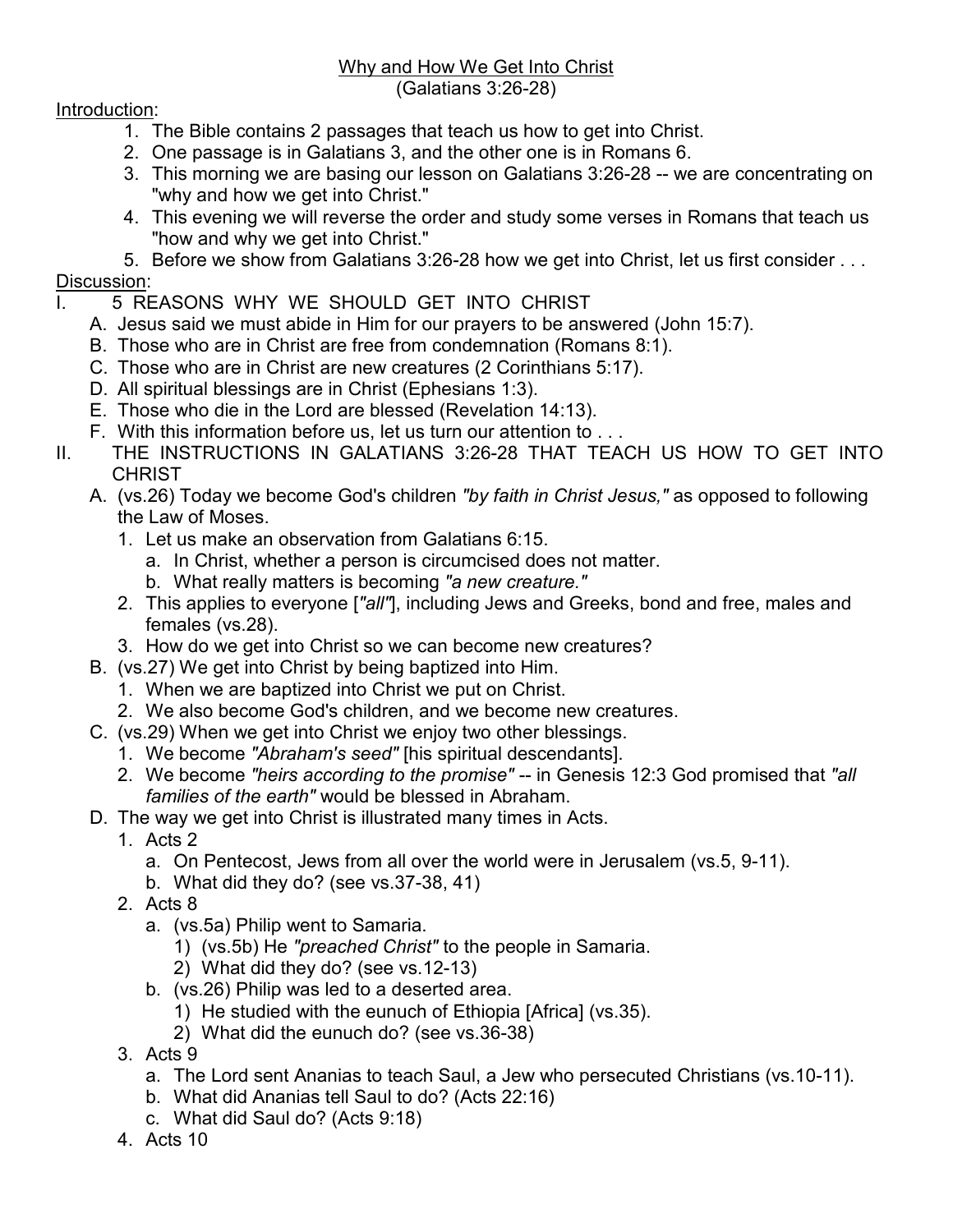<u>Why and How We Get Into Christ</u>
(Galatians 3:26-28)

<u>Introduction</u>:

1. The Bible contains 2 passages that teach us how to get into Christ.
2. One passage is in Galatians 3, and the other one is in Romans 6.
3. This morning we are basing our lesson on Galatians 3:26-28 -- we are concentrating on "why and how we get into Christ."
4. This evening we will reverse the order and study some verses in Romans that teach us "how and why we get into Christ."
5. Before we show from Galatians 3:26-28 how we get into Christ, let us first consider . . .

<u>Discussion</u>:

I. 5 REASONS WHY WE SHOULD GET INTO CHRIST
   - A. Jesus said we must abide in Him for our prayers to be answered (John 15:7).
   - B. Those who are in Christ are free from condemnation (Romans 8:1).
   - C. Those who are in Christ are new creatures (2 Corinthians 5:17).
   - D. All spiritual blessings are in Christ (Ephesians 1:3).
   - E. Those who die in the Lord are blessed (Revelation 14:13).
   - F. With this information before us, let us turn our attention to . . .

II. THE INSTRUCTIONS IN GALATIANS 3:26-28 THAT TEACH US HOW TO GET INTO CHRIST
   - A. (vs.26) Today we become God's children *"by faith in Christ Jesus,"* as opposed to following the Law of Moses.
     1. Let us make an observation from Galatians 6:15.
        - a. In Christ, whether a person is circumcised does not matter.
        - b. What really matters is becoming *"a new creature."*
     2. This applies to everyone [*"all"*], including Jews and Greeks, bond and free, males and females (vs.28).
     3. How do we get into Christ so we can become new creatures?
   - B. (vs.27) We get into Christ by being baptized into Him.
     1. When we are baptized into Christ we put on Christ.
     2. We also become God's children, and we become new creatures.
   - C. (vs.29) When we get into Christ we enjoy two other blessings.
     1. We become *"Abraham's seed"* [his spiritual descendants].
     2. We become *"heirs according to the promise"* -- in Genesis 12:3 God promised that *"all families of the earth"* would be blessed in Abraham.
   - D. The way we get into Christ is illustrated many times in Acts.
     1. Acts 2
        - a. On Pentecost, Jews from all over the world were in Jerusalem (vs.5, 9-11).
        - b. What did they do? (see vs.37-38, 41)
     2. Acts 8
        - a. (vs.5a) Philip went to Samaria.
          - 1) (vs.5b) He *"preached Christ"* to the people in Samaria.
          - 2) What did they do? (see vs.12-13)
        - b. (vs.26) Philip was led to a deserted area.
          - 1) He studied with the eunuch of Ethiopia [Africa] (vs.35).
          - 2) What did the eunuch do? (see vs.36-38)
     3. Acts 9
        - a. The Lord sent Ananias to teach Saul, a Jew who persecuted Christians (vs.10-11).
        - b. What did Ananias tell Saul to do? (Acts 22:16)
        - c. What did Saul do? (Acts 9:18)
     4. Acts 10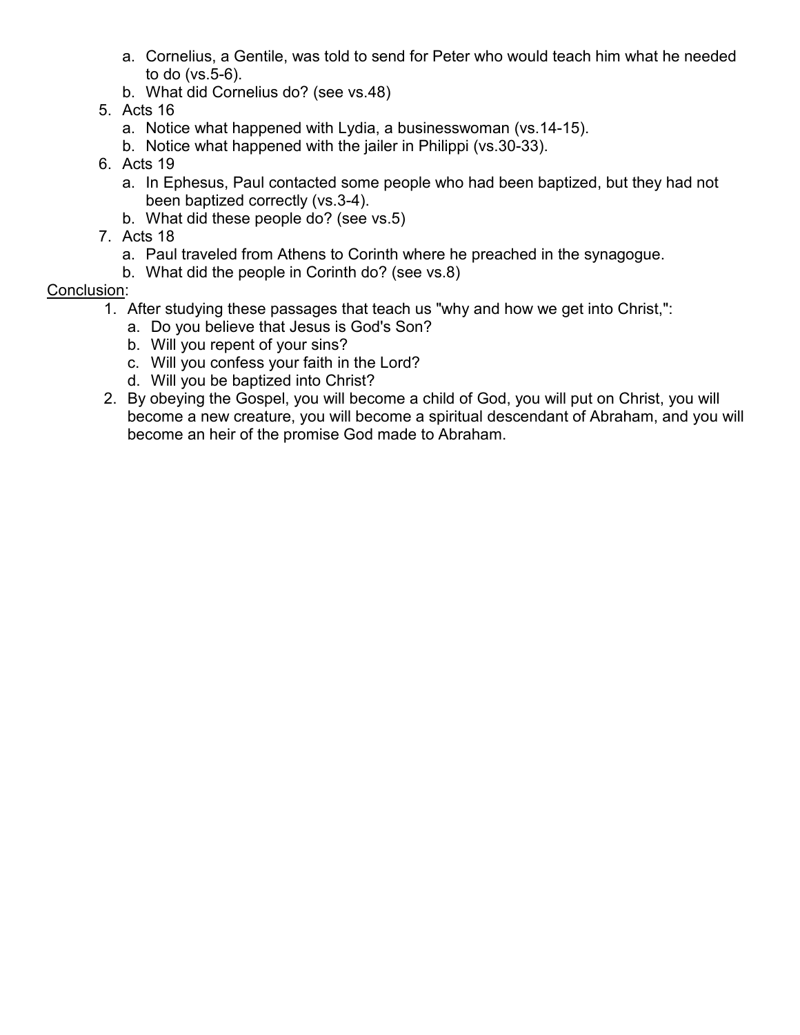a. Cornelius, a Gentile, was told to send for Peter who would teach him what he needed to do (vs.5-6).
   b. What did Cornelius do? (see vs.48)
5. Acts 16
   a. Notice what happened with Lydia, a businesswoman (vs.14-15).
   b. Notice what happened with the jailer in Philippi (vs.30-33).
6. Acts 19
   a. In Ephesus, Paul contacted some people who had been baptized, but they had not been baptized correctly (vs.3-4).
   b. What did these people do? (see vs.5)
7. Acts 18
   a. Paul traveled from Athens to Corinth where he preached in the synagogue.
   b. What did the people in Corinth do? (see vs.8)

<u>Conclusion</u>:

1. After studying these passages that teach us "why and how we get into Christ,":
   a. Do you believe that Jesus is God's Son?
   b. Will you repent of your sins?
   c. Will you confess your faith in the Lord?
   d. Will you be baptized into Christ?
2. By obeying the Gospel, you will become a child of God, you will put on Christ, you will become a new creature, you will become a spiritual descendant of Abraham, and you will become an heir of the promise God made to Abraham.